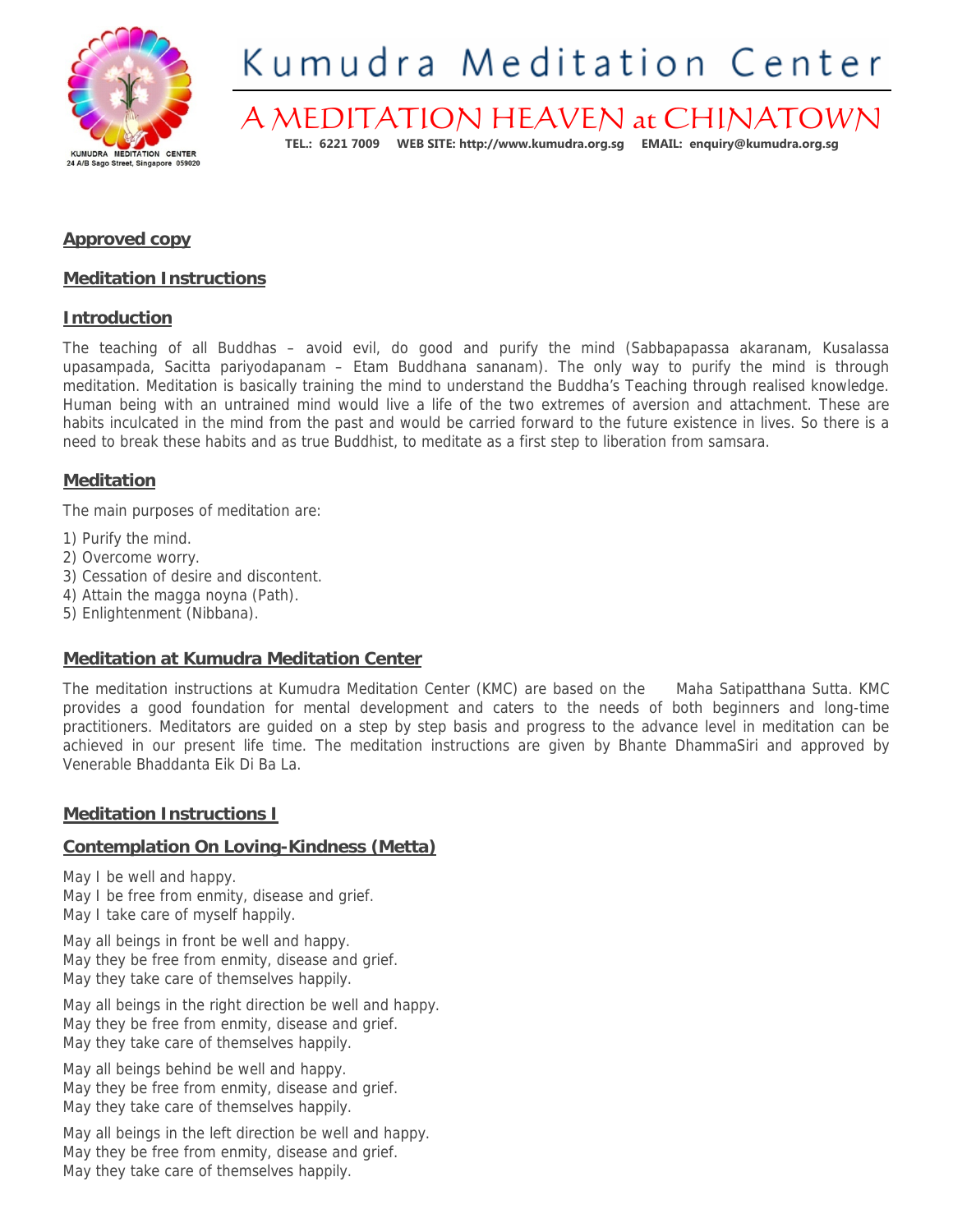# Kumudra Meditation Center

## A MEDITATION HEAVEN at CHINATOWN

**TEL.: 6221 7009 WEB SITE: http://www.kumudra.org.sg EMAIL: enquiry@kumudra.org.sg**

KUMUDRA MEDITATION CENTER
24 A/B Sago Street, Singapore 059020

**Approved copy**

**Meditation Instructions**

**Introduction**

The teaching of all Buddhas – avoid evil, do good and purify the mind (Sabbapapassa akaranam, Kusalassa upasampada, Sacitta pariyodapanam – Etam Buddhana sananam). The only way to purify the mind is through meditation. Meditation is basically training the mind to understand the Buddha's Teaching through realised knowledge. Human being with an untrained mind would live a life of the two extremes of aversion and attachment. These are habits inculcated in the mind from the past and would be carried forward to the future existence in lives. So there is a need to break these habits and as true Buddhist, to meditate as a first step to liberation from samsara.

**Meditation**

The main purposes of meditation are:

1) Purify the mind.
2) Overcome worry.
3) Cessation of desire and discontent.
4) Attain the magga noyna (Path).
5) Enlightenment (Nibbana).

**Meditation at Kumudra Meditation Center**

The meditation instructions at Kumudra Meditation Center (KMC) are based on the Maha Satipatthana Sutta. KMC provides a good foundation for mental development and caters to the needs of both beginners and long-time practitioners. Meditators are guided on a step by step basis and progress to the advance level in meditation can be achieved in our present life time. The meditation instructions are given by Bhante DhammaSiri and approved by Venerable Bhaddanta Eik Di Ba La.

**Meditation Instructions I**

**Contemplation On Loving-Kindness (Metta)**

May I be well and happy.
May I be free from enmity, disease and grief.
May I take care of myself happily.

May all beings in front be well and happy.
May they be free from enmity, disease and grief.
May they take care of themselves happily.

May all beings in the right direction be well and happy.
May they be free from enmity, disease and grief.
May they take care of themselves happily.

May all beings behind be well and happy.
May they be free from enmity, disease and grief.
May they take care of themselves happily.

May all beings in the left direction be well and happy.
May they be free from enmity, disease and grief.
May they take care of themselves happily.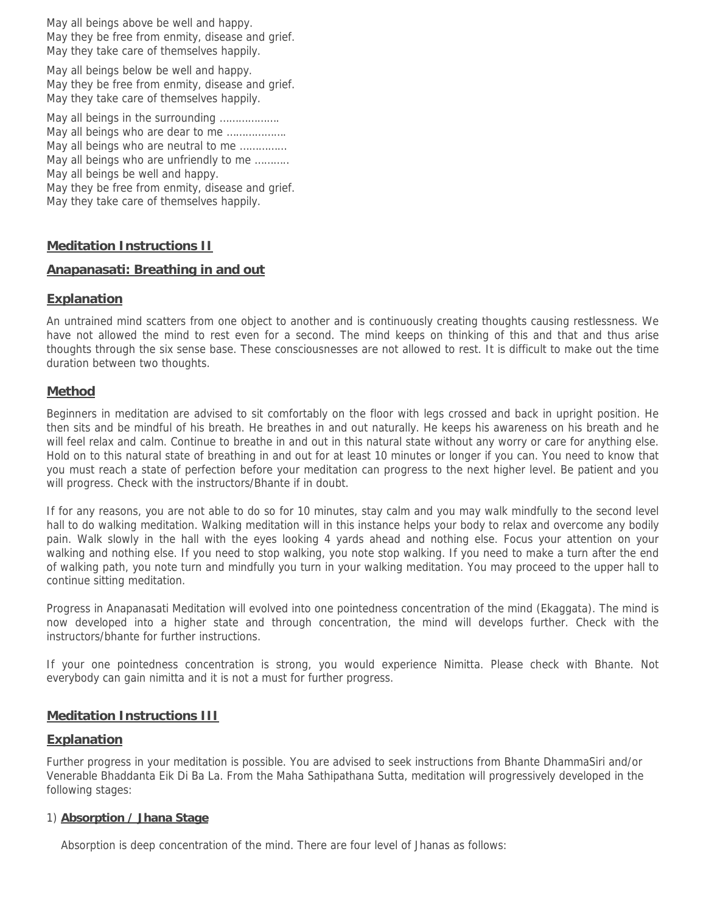May all beings above be well and happy.
May they be free from enmity, disease and grief.
May they take care of themselves happily.

May all beings below be well and happy.
May they be free from enmity, disease and grief.
May they take care of themselves happily.

May all beings in the surrounding ……………….
May all beings who are dear to me ……………….
May all beings who are neutral to me ……………
May all beings who are unfriendly to me ……….
May all beings be well and happy.
May they be free from enmity, disease and grief.
May they take care of themselves happily.

## Meditation Instructions II

## Anapanasati: Breathing in and out

### Explanation

An untrained mind scatters from one object to another and is continuously creating thoughts causing restlessness. We have not allowed the mind to rest even for a second. The mind keeps on thinking of this and that and thus arise thoughts through the six sense base. These consciousnesses are not allowed to rest. It is difficult to make out the time duration between two thoughts.

### Method

Beginners in meditation are advised to sit comfortably on the floor with legs crossed and back in upright position. He then sits and be mindful of his breath. He breathes in and out naturally. He keeps his awareness on his breath and he will feel relax and calm. Continue to breathe in and out in this natural state without any worry or care for anything else. Hold on to this natural state of breathing in and out for at least 10 minutes or longer if you can. You need to know that you must reach a state of perfection before your meditation can progress to the next higher level. Be patient and you will progress. Check with the instructors/Bhante if in doubt.

If for any reasons, you are not able to do so for 10 minutes, stay calm and you may walk mindfully to the second level hall to do walking meditation. Walking meditation will in this instance helps your body to relax and overcome any bodily pain. Walk slowly in the hall with the eyes looking 4 yards ahead and nothing else. Focus your attention on your walking and nothing else. If you need to stop walking, you note stop walking. If you need to make a turn after the end of walking path, you note turn and mindfully you turn in your walking meditation. You may proceed to the upper hall to continue sitting meditation.

Progress in Anapanasati Meditation will evolved into one pointedness concentration of the mind (Ekaggata). The mind is now developed into a higher state and through concentration, the mind will develops further. Check with the instructors/bhante for further instructions.

If your one pointedness concentration is strong, you would experience Nimitta. Please check with Bhante. Not everybody can gain nimitta and it is not a must for further progress.

## Meditation Instructions III

### Explanation

Further progress in your meditation is possible. You are advised to seek instructions from Bhante DhammaSiri and/or Venerable Bhaddanta Eik Di Ba La. From the Maha Sathipathana Sutta, meditation will progressively developed in the following stages:

1) **Absorption / Jhana Stage**

Absorption is deep concentration of the mind. There are four level of Jhanas as follows: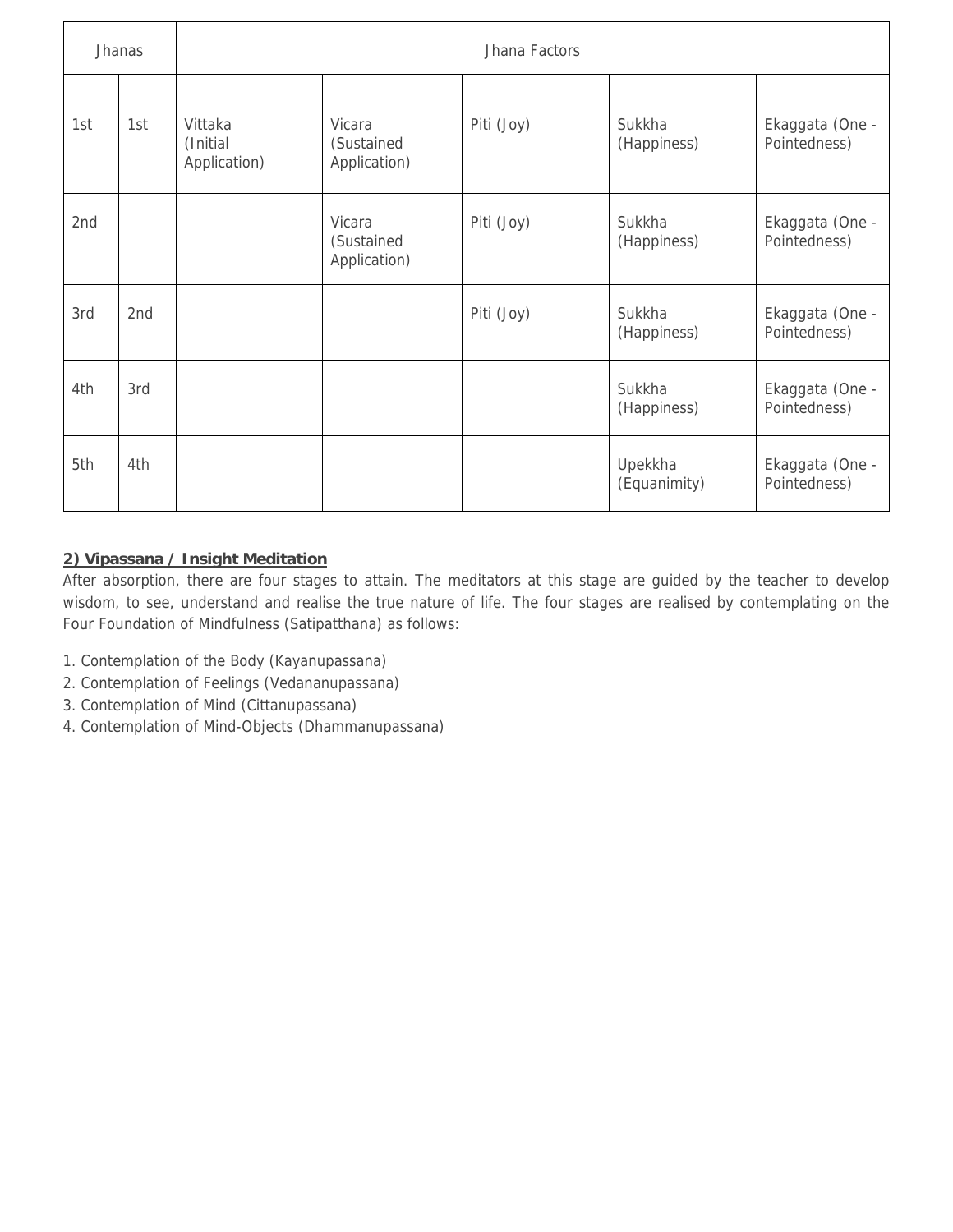| Jhanas | | Jhana Factors | | | | |
|---|---|---|---|---|---|---|
| 1st | 1st | Vittaka (Initial Application) | Vicara (Sustained Application) | Piti (Joy) | Sukkha (Happiness) | Ekaggata (One - Pointedness) |
| 2nd | | | Vicara (Sustained Application) | Piti (Joy) | Sukkha (Happiness) | Ekaggata (One - Pointedness) |
| 3rd | 2nd | | | Piti (Joy) | Sukkha (Happiness) | Ekaggata (One - Pointedness) |
| 4th | 3rd | | | | Sukkha (Happiness) | Ekaggata (One - Pointedness) |
| 5th | 4th | | | | Upekkha (Equanimity) | Ekaggata (One - Pointedness) |

**2) Vipassana / Insight Meditation**

After absorption, there are four stages to attain. The meditators at this stage are guided by the teacher to develop wisdom, to see, understand and realise the true nature of life. The four stages are realised by contemplating on the Four Foundation of Mindfulness (Satipatthana) as follows:

1. Contemplation of the Body (Kayanupassana)
2. Contemplation of Feelings (Vedananupassana)
3. Contemplation of Mind (Cittanupassana)
4. Contemplation of Mind-Objects (Dhammanupassana)